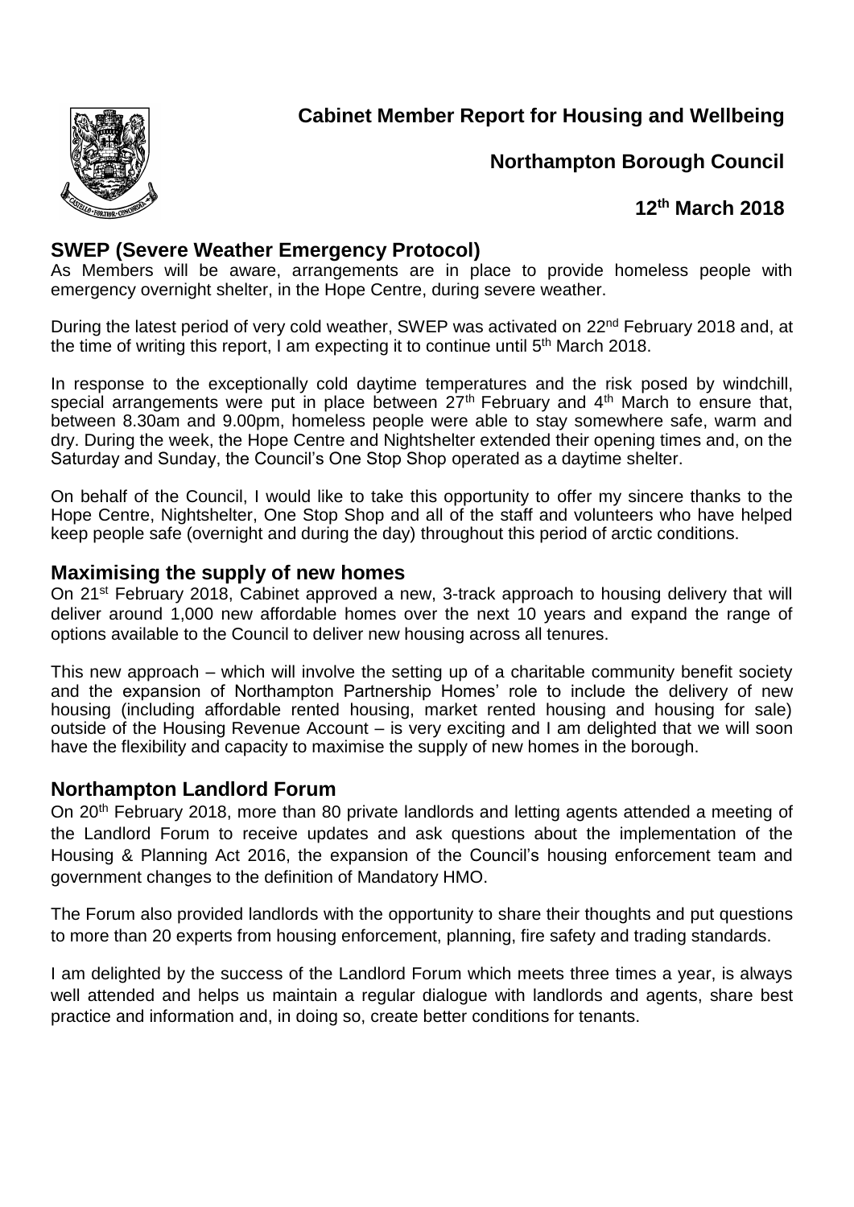# Cabinet Member Report for Housing and Wellbeing

## Northampton Borough Council

## 12th March 2018

## SWEP (Severe Weather Emergency Protocol)

As Members will be aware, arrangements are in place to provide homeless people with emergency overnight shelter, in the Hope Centre, during severe weather.

During the latest period of very cold weather, SWEP was activated on 22nd February 2018 and, at the time of writing this report, I am expecting it to continue until 5th March 2018.

In response to the exceptionally cold daytime temperatures and the risk posed by windchill, special arrangements were put in place between 27th February and 4th March to ensure that, between 8.30am and 9.00pm, homeless people were able to stay somewhere safe, warm and dry. During the week, the Hope Centre and Nightshelter extended their opening times and, on the Saturday and Sunday, the Council's One Stop Shop operated as a daytime shelter.

On behalf of the Council, I would like to take this opportunity to offer my sincere thanks to the Hope Centre, Nightshelter, One Stop Shop and all of the staff and volunteers who have helped keep people safe (overnight and during the day) throughout this period of arctic conditions.

## Maximising the supply of new homes

On 21st February 2018, Cabinet approved a new, 3-track approach to housing delivery that will deliver around 1,000 new affordable homes over the next 10 years and expand the range of options available to the Council to deliver new housing across all tenures.

This new approach – which will involve the setting up of a charitable community benefit society and the expansion of Northampton Partnership Homes' role to include the delivery of new housing (including affordable rented housing, market rented housing and housing for sale) outside of the Housing Revenue Account – is very exciting and I am delighted that we will soon have the flexibility and capacity to maximise the supply of new homes in the borough.

## Northampton Landlord Forum

On 20th February 2018, more than 80 private landlords and letting agents attended a meeting of the Landlord Forum to receive updates and ask questions about the implementation of the Housing & Planning Act 2016, the expansion of the Council's housing enforcement team and government changes to the definition of Mandatory HMO.

The Forum also provided landlords with the opportunity to share their thoughts and put questions to more than 20 experts from housing enforcement, planning, fire safety and trading standards.

I am delighted by the success of the Landlord Forum which meets three times a year, is always well attended and helps us maintain a regular dialogue with landlords and agents, share best practice and information and, in doing so, create better conditions for tenants.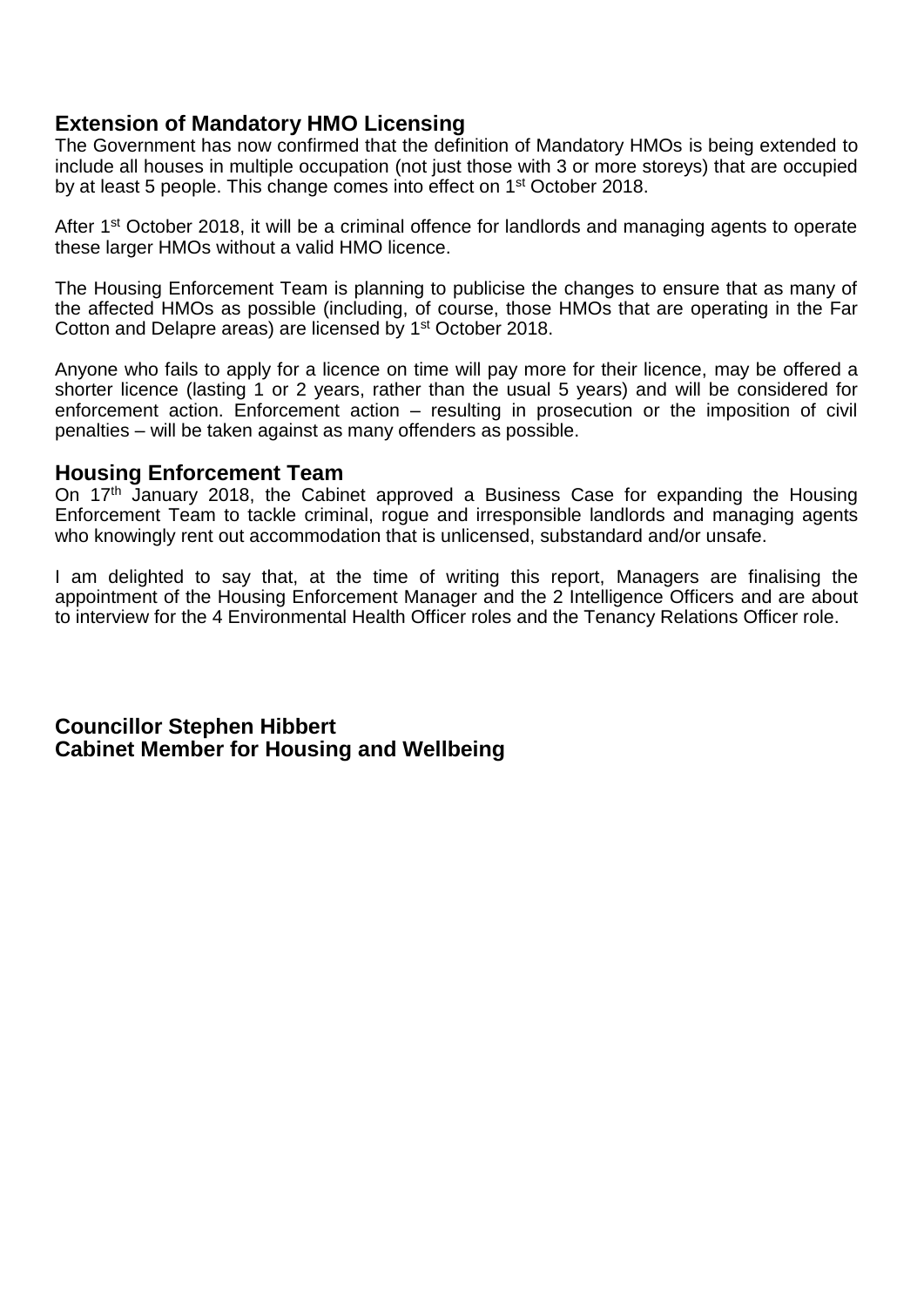## Extension of Mandatory HMO Licensing

The Government has now confirmed that the definition of Mandatory HMOs is being extended to include all houses in multiple occupation (not just those with 3 or more storeys) that are occupied by at least 5 people. This change comes into effect on 1st October 2018.

After 1st October 2018, it will be a criminal offence for landlords and managing agents to operate these larger HMOs without a valid HMO licence.

The Housing Enforcement Team is planning to publicise the changes to ensure that as many of the affected HMOs as possible (including, of course, those HMOs that are operating in the Far Cotton and Delapre areas) are licensed by 1st October 2018.

Anyone who fails to apply for a licence on time will pay more for their licence, may be offered a shorter licence (lasting 1 or 2 years, rather than the usual 5 years) and will be considered for enforcement action. Enforcement action – resulting in prosecution or the imposition of civil penalties – will be taken against as many offenders as possible.

## Housing Enforcement Team

On 17th January 2018, the Cabinet approved a Business Case for expanding the Housing Enforcement Team to tackle criminal, rogue and irresponsible landlords and managing agents who knowingly rent out accommodation that is unlicensed, substandard and/or unsafe.

I am delighted to say that, at the time of writing this report, Managers are finalising the appointment of the Housing Enforcement Manager and the 2 Intelligence Officers and are about to interview for the 4 Environmental Health Officer roles and the Tenancy Relations Officer role.

**Councillor Stephen Hibbert**
**Cabinet Member for Housing and Wellbeing**